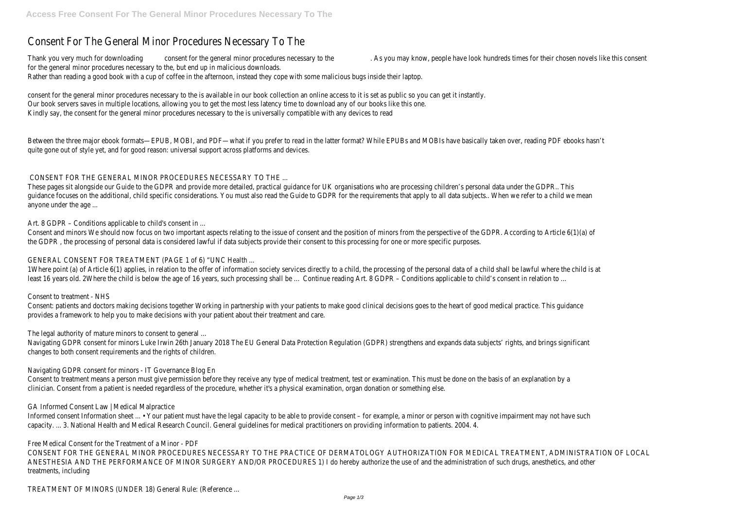# Consent For The General Minor Procedures Necessary To The

Thank you very much for downloading consent for the general minor procedures necessary to the. As you may know, people have look hundreds times for their chosen novels like this consent for the general minor procedures necessary to the, but end up in malicious downloads.
Rather than reading a good book with a cup of coffee in the afternoon, instead they cope with some malicious bugs inside their laptop.

consent for the general minor procedures necessary to the is available in our book collection an online access to it is set as public so you can get it instantly.
Our book servers saves in multiple locations, allowing you to get the most less latency time to download any of our books like this one.
Kindly say, the consent for the general minor procedures necessary to the is universally compatible with any devices to read

Between the three major ebook formats—EPUB, MOBI, and PDF—what if you prefer to read in the latter format? While EPUBs and MOBIs have basically taken over, reading PDF ebooks hasn't quite gone out of style yet, and for good reason: universal support across platforms and devices.

## CONSENT FOR THE GENERAL MINOR PROCEDURES NECESSARY TO THE ...

These pages sit alongside our Guide to the GDPR and provide more detailed, practical guidance for UK organisations who are processing children's personal data under the GDPR.. This guidance focuses on the additional, child specific considerations. You must also read the Guide to GDPR for the requirements that apply to all data subjects.. When we refer to a child we mean anyone under the age ...

## Art. 8 GDPR – Conditions applicable to child's consent in ...

Consent and minors We should now focus on two important aspects relating to the issue of consent and the position of minors from the perspective of the GDPR. According to Article 6(1)(a) of the GDPR , the processing of personal data is considered lawful if data subjects provide their consent to this processing for one or more specific purposes.

## GENERAL CONSENT FOR TREATMENT (PAGE 1 of 6) "UNC Health ...

1Where point (a) of Article 6(1) applies, in relation to the offer of information society services directly to a child, the processing of the personal data of a child shall be lawful where the child is at least 16 years old. 2Where the child is below the age of 16 years, such processing shall be … Continue reading Art. 8 GDPR – Conditions applicable to child's consent in relation to ...

## Consent to treatment - NHS

Consent: patients and doctors making decisions together Working in partnership with your patients to make good clinical decisions goes to the heart of good medical practice. This guidance provides a framework to help you to make decisions with your patient about their treatment and care.

## The legal authority of mature minors to consent to general ...

Navigating GDPR consent for minors Luke Irwin 26th January 2018 The EU General Data Protection Regulation (GDPR) strengthens and expands data subjects' rights, and brings significant changes to both consent requirements and the rights of children.

## Navigating GDPR consent for minors - IT Governance Blog En

Consent to treatment means a person must give permission before they receive any type of medical treatment, test or examination. This must be done on the basis of an explanation by a clinician. Consent from a patient is needed regardless of the procedure, whether it's a physical examination, organ donation or something else.

## GA Informed Consent Law | Medical Malpractice

Informed consent Information sheet ... • Your patient must have the legal capacity to be able to provide consent – for example, a minor or person with cognitive impairment may not have such capacity. ... 3. National Health and Medical Research Council. General guidelines for medical practitioners on providing information to patients. 2004. 4.

## Free Medical Consent for the Treatment of a Minor - PDF

CONSENT FOR THE GENERAL MINOR PROCEDURES NECESSARY TO THE PRACTICE OF DERMATOLOGY AUTHORIZATION FOR MEDICAL TREATMENT, ADMINISTRATION OF LOCAL ANESTHESIA AND THE PERFORMANCE OF MINOR SURGERY AND/OR PROCEDURES 1) I do hereby authorize the use of and the administration of such drugs, anesthetics, and other treatments, including

## TREATMENT OF MINORS (UNDER 18) General Rule: (Reference ...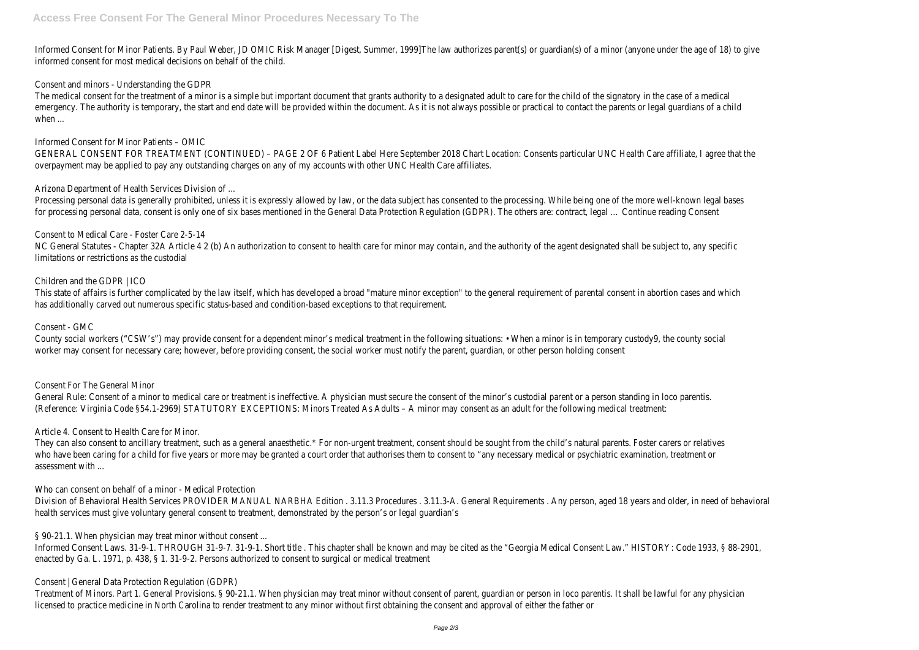Informed Consent for Minor Patients. By Paul Weber, JD OMIC Risk Manager [Digest, Summer, 1999]The law authorizes parent(s) or guardian(s) of a minor (anyone under the age of 18) to give informed consent for most medical decisions on behalf of the child.

## Consent and minors - Understanding the GDPR

The medical consent for the treatment of a minor is a simple but important document that grants authority to a designated adult to care for the child of the signatory in the case of a medical emergency. The authority is temporary, the start and end date will be provided within the document. As it is not always possible or practical to contact the parents or legal guardians of a child when ...

## Informed Consent for Minor Patients – OMIC

GENERAL CONSENT FOR TREATMENT (CONTINUED) – PAGE 2 OF 6 Patient Label Here September 2018 Chart Location: Consents particular UNC Health Care affiliate, I agree that the overpayment may be applied to pay any outstanding charges on any of my accounts with other UNC Health Care affiliates.

## Arizona Department of Health Services Division of ...

Processing personal data is generally prohibited, unless it is expressly allowed by law, or the data subject has consented to the processing. While being one of the more well-known legal bases for processing personal data, consent is only one of six bases mentioned in the General Data Protection Regulation (GDPR). The others are: contract, legal … Continue reading Consent

## Consent to Medical Care - Foster Care 2-5-14

NC General Statutes - Chapter 32A Article 4 2 (b) An authorization to consent to health care for minor may contain, and the authority of the agent designated shall be subject to, any specific limitations or restrictions as the custodial

## Children and the GDPR | ICO

This state of affairs is further complicated by the law itself, which has developed a broad "mature minor exception" to the general requirement of parental consent in abortion cases and which has additionally carved out numerous specific status-based and condition-based exceptions to that requirement.

## Consent - GMC

County social workers ("CSW's") may provide consent for a dependent minor's medical treatment in the following situations: • When a minor is in temporary custody9, the county social worker may consent for necessary care; however, before providing consent, the social worker must notify the parent, guardian, or other person holding consent

## Consent For The General Minor

General Rule: Consent of a minor to medical care or treatment is ineffective. A physician must secure the consent of the minor's custodial parent or a person standing in loco parentis. (Reference: Virginia Code §54.1-2969) STATUTORY EXCEPTIONS: Minors Treated As Adults – A minor may consent as an adult for the following medical treatment:

## Article 4. Consent to Health Care for Minor.

They can also consent to ancillary treatment, such as a general anaesthetic.* For non-urgent treatment, consent should be sought from the child's natural parents. Foster carers or relatives who have been caring for a child for five years or more may be granted a court order that authorises them to consent to "any necessary medical or psychiatric examination, treatment or assessment with ...

## Who can consent on behalf of a minor - Medical Protection

Division of Behavioral Health Services PROVIDER MANUAL NARBHA Edition . 3.11.3 Procedures . 3.11.3-A. General Requirements . Any person, aged 18 years and older, in need of behavioral health services must give voluntary general consent to treatment, demonstrated by the person's or legal guardian's

## § 90-21.1. When physician may treat minor without consent ...

Informed Consent Laws. 31-9-1. THROUGH 31-9-7. 31-9-1. Short title . This chapter shall be known and may be cited as the "Georgia Medical Consent Law." HISTORY: Code 1933, § 88-2901, enacted by Ga. L. 1971, p. 438, § 1. 31-9-2. Persons authorized to consent to surgical or medical treatment

## Consent | General Data Protection Regulation (GDPR)

Treatment of Minors. Part 1. General Provisions. § 90-21.1. When physician may treat minor without consent of parent, guardian or person in loco parentis. It shall be lawful for any physician licensed to practice medicine in North Carolina to render treatment to any minor without first obtaining the consent and approval of either the father or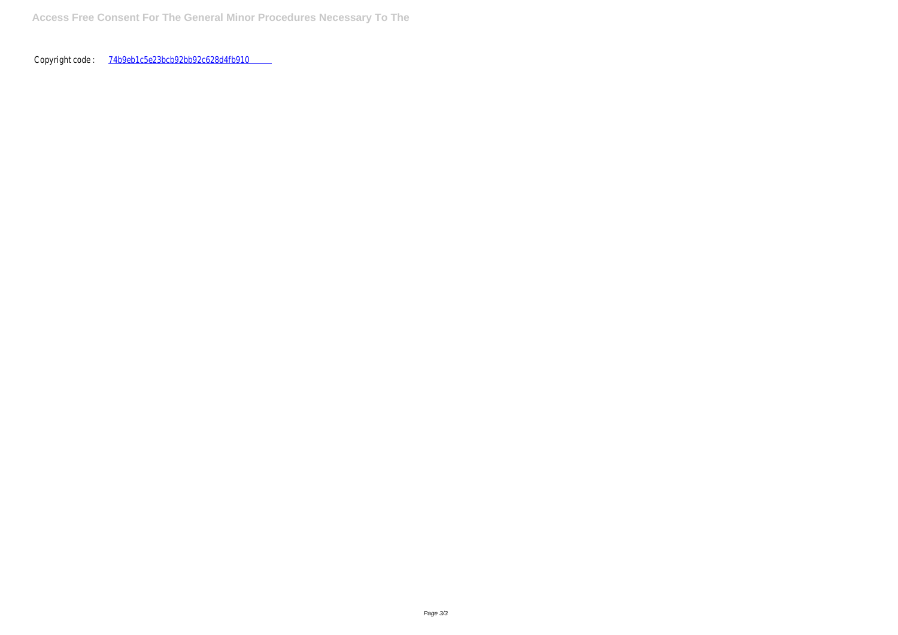Copyright code : [74b9eb1c5e23bcb92bb92c628d4fb910](74b9eb1c5e23bcb92bb92c628d4fb910)